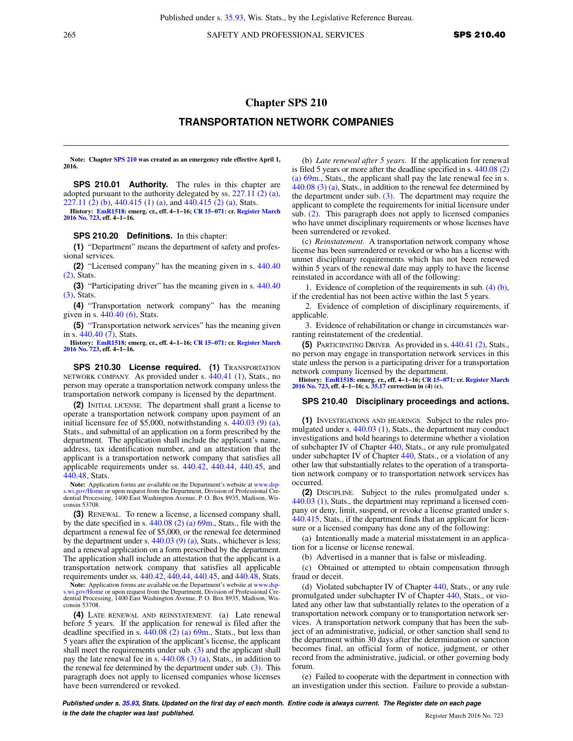# Chapter SPS 210

## TRANSPORTATION NETWORK COMPANIES

**Note: Chapter SPS 210 was created as an emergency rule effective April 1, 2016.**

**SPS 210.01 Authority.** The rules in this chapter are adopted pursuant to the authority delegated by ss. 227.11 (2) (a), 227.11 (2) (b), 440.415 (1) (a), and 440.415 (2) (a), Stats.

**History: EmR1518: emerg. cr., eff. 4–1–16; CR 15–071: cr. Register March 2016 No. 723, eff. 4–1–16.**

**SPS 210.20 Definitions.** In this chapter:

**(1)** "Department" means the department of safety and professional services.

**(2)** "Licensed company" has the meaning given in s. 440.40 (2), Stats.

**(3)** "Participating driver" has the meaning given in s. 440.40 (3), Stats.

**(4)** "Transportation network company" has the meaning given in s. 440.40 (6), Stats.

**(5)** "Transportation network services" has the meaning given in s. 440.40 (7), Stats.

**History: EmR1518: emerg. cr., eff. 4–1–16; CR 15–071: cr. Register March 2016 No. 723, eff. 4–1–16.**

**SPS 210.30 License required. (1)** TRANSPORTATION NETWORK COMPANY. As provided under s. 440.41 (1), Stats., no person may operate a transportation network company unless the transportation network company is licensed by the department.

**(2)** INITIAL LICENSE. The department shall grant a license to operate a transportation network company upon payment of an initial licensure fee of $5,000, notwithstanding s. 440.03 (9) (a), Stats., and submittal of an application on a form prescribed by the department. The application shall include the applicant's name, address, tax identification number, and an attestation that the applicant is a transportation network company that satisfies all applicable requirements under ss. 440.42, 440.44, 440.45, and 440.48, Stats.

**Note:** Application forms are available on the Department's website at www.dsps.wi.gov/Home or upon request from the Department, Division of Professional Credential Processing, 1400 East Washington Avenue, P. O. Box 8935, Madison, Wisconsin 53708.

**(3)** RENEWAL. To renew a license, a licensed company shall, by the date specified in s. 440.08 (2) (a) 69m., Stats., file with the department a renewal fee of $5,000, or the renewal fee determined by the department under s. 440.03 (9) (a), Stats., whichever is less; and a renewal application on a form prescribed by the department. The application shall include an attestation that the applicant is a transportation network company that satisfies all applicable requirements under ss. 440.42, 440.44, 440.45, and 440.48, Stats.

**Note:** Application forms are available on the Department's website at www.dsps.wi.gov/Home or upon request from the Department, Division of Professional Credential Processing, 1400 East Washington Avenue, P. O. Box 8935, Madison, Wisconsin 53708.

**(4)** LATE RENEWAL AND REINSTATEMENT. (a) Late renewal before 5 years. If the application for renewal is filed after the deadline specified in s. 440.08 (2) (a) 69m., Stats., but less than 5 years after the expiration of the applicant's license, the applicant shall meet the requirements under sub. (3) and the applicant shall pay the late renewal fee in s. 440.08 (3) (a), Stats., in addition to the renewal fee determined by the department under sub. (3). This paragraph does not apply to licensed companies whose licenses have been surrendered or revoked.

(b) *Late renewal after 5 years.* If the application for renewal is filed 5 years or more after the deadline specified in s. 440.08 (2) (a) 69m., Stats., the applicant shall pay the late renewal fee in s. 440.08 (3) (a), Stats., in addition to the renewal fee determined by the department under sub. (3). The department may require the applicant to complete the requirements for initial licensure under sub. (2). This paragraph does not apply to licensed companies who have unmet disciplinary requirements or whose licenses have been surrendered or revoked.

(c) *Reinstatement.* A transportation network company whose license has been surrendered or revoked or who has a license with unmet disciplinary requirements which has not been renewed within 5 years of the renewal date may apply to have the license reinstated in accordance with all of the following:

1. Evidence of completion of the requirements in sub. (4) (b), if the credential has not been active within the last 5 years.

2. Evidence of completion of disciplinary requirements, if applicable.

3. Evidence of rehabilitation or change in circumstances warranting reinstatement of the credential.

**(5)** PARTICIPATING DRIVER. As provided in s. 440.41 (2), Stats., no person may engage in transportation network services in this state unless the person is a participating driver for a transportation network company licensed by the department.

**History: EmR1518: emerg. cr., eff. 4–1–16; CR 15–071: cr. Register March 2016 No. 723, eff. 4–1–16; s. 35.17 correction in (4) (c).**

**SPS 210.40 Disciplinary proceedings and actions.**

**(1)** INVESTIGATIONS AND HEARINGS. Subject to the rules promulgated under s. 440.03 (1), Stats., the department may conduct investigations and hold hearings to determine whether a violation of subchapter IV of Chapter 440, Stats., or any rule promulgated under subchapter IV of Chapter 440, Stats., or a violation of any other law that substantially relates to the operation of a transportation network company or to transportation network services has occurred.

**(2)** DISCIPLINE. Subject to the rules promulgated under s. 440.03 (1), Stats., the department may reprimand a licensed company or deny, limit, suspend, or revoke a license granted under s. 440.415, Stats., if the department finds that an applicant for licensure or a licensed company has done any of the following:

(a) Intentionally made a material misstatement in an application for a license or license renewal.

(b) Advertised in a manner that is false or misleading.

(c) Obtained or attempted to obtain compensation through fraud or deceit.

(d) Violated subchapter IV of Chapter 440, Stats., or any rule promulgated under subchapter IV of Chapter 440, Stats., or violated any other law that substantially relates to the operation of a transportation network company or to transportation network services. A transportation network company that has been the subject of an administrative, judicial, or other sanction shall send to the department within 30 days after the determination or sanction becomes final, an official form of notice, judgment, or other record from the administrative, judicial, or other governing body forum.

(e) Failed to cooperate with the department in connection with an investigation under this section. Failure to provide a substan-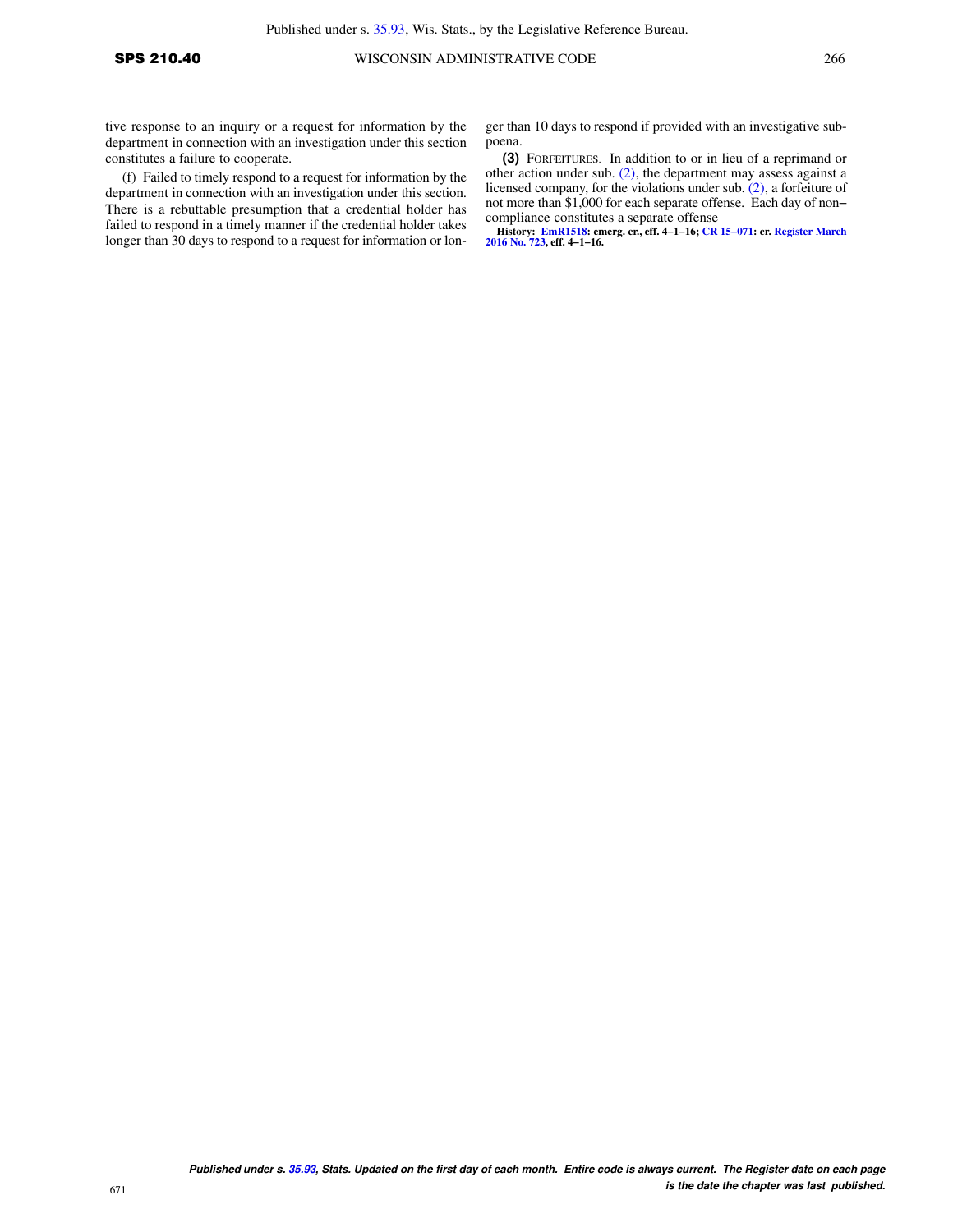tive response to an inquiry or a request for information by the department in connection with an investigation under this section constitutes a failure to cooperate.

(f) Failed to timely respond to a request for information by the department in connection with an investigation under this section. There is a rebuttable presumption that a credential holder has failed to respond in a timely manner if the credential holder takes longer than 30 days to respond to a request for information or longer than 10 days to respond if provided with an investigative subpoena.

**(3)** FORFEITURES. In addition to or in lieu of a reprimand or other action under sub. (2), the department may assess against a licensed company, for the violations under sub. (2), a forfeiture of not more than $1,000 for each separate offense. Each day of non−compliance constitutes a separate offense

**History:** **EmR1518: emerg. cr., eff. 4−1−16; CR 15−071: cr. Register March 2016 No. 723, eff. 4−1−16.**